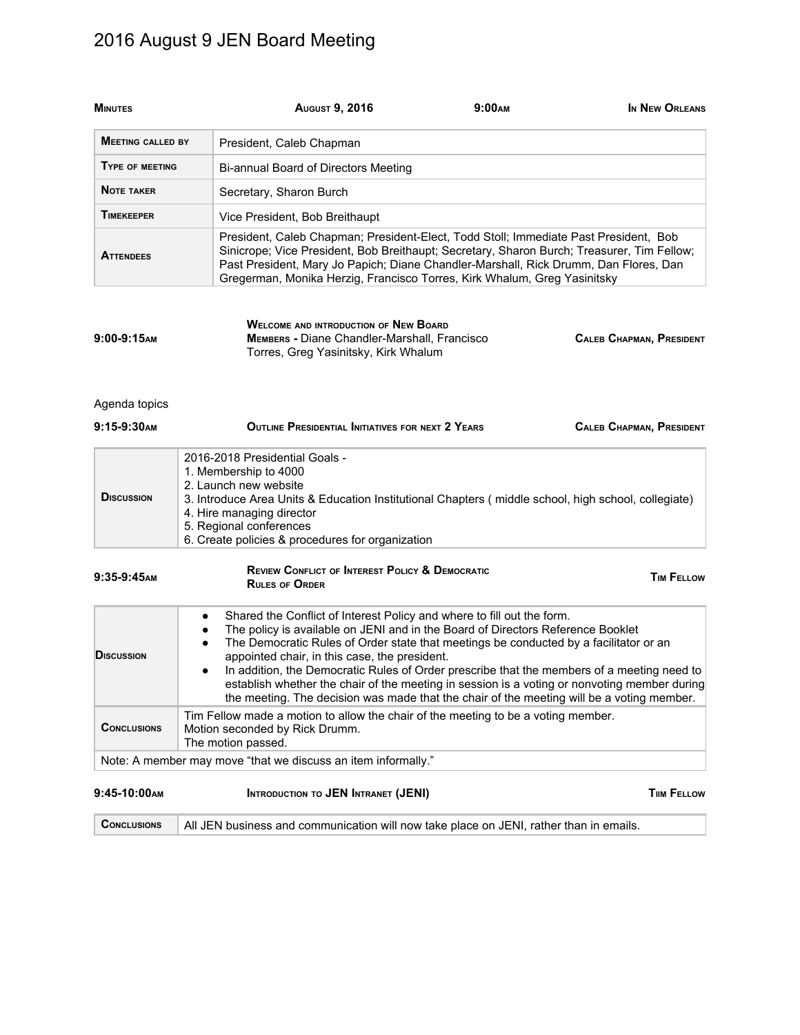# 2016 August 9 JEN Board Meeting

| **Minutes** | **August 9, 2016** | **9:00am** | **In New Orleans** |
|---|---|---|---|

| | |
|---|---|
| **Meeting called by** | President, Caleb Chapman |
| **Type of meeting** | Bi-annual Board of Directors Meeting |
| **Note taker** | Secretary, Sharon Burch |
| **Timekeeper** | Vice President, Bob Breithaupt |
| **Attendees** | President, Caleb Chapman; President-Elect, Todd Stoll; Immediate Past President, Bob Sinicrope; Vice President, Bob Breithaupt; Secretary, Sharon Burch; Treasurer, Tim Fellow; Past President, Mary Jo Papich; Diane Chandler-Marshall, Rick Drumm, Dan Flores, Dan Gregerman, Monika Herzig, Francisco Torres, Kirk Whalum, Greg Yasinitsky |

| **9:00-9:15am** | **Welcome and introduction of New Board Members -** Diane Chandler-Marshall, Francisco Torres, Greg Yasinitsky, Kirk Whalum | **Caleb Chapman, President** |
|---|---|---|

Agenda topics

| **9:15-9:30am** | **Outline Presidential Initiatives for next 2 Years** | **Caleb Chapman, President** |
|---|---|---|

| | |
|---|---|
| **Discussion** | 2016-2018 Presidential Goals -<br>1. Membership to 4000<br>2. Launch new website<br>3. Introduce Area Units & Education Institutional Chapters ( middle school, high school, collegiate)<br>4. Hire managing director<br>5. Regional conferences<br>6. Create policies & procedures for organization |

| **9:35-9:45am** | **Review Conflict of Interest Policy & Democratic Rules of Order** | **Tim Fellow** |
|---|---|---|

| | |
|---|---|
| **Discussion** | • Shared the Conflict of Interest Policy and where to fill out the form.<br>• The policy is available on JENI and in the Board of Directors Reference Booklet<br>• The Democratic Rules of Order state that meetings be conducted by a facilitator or an appointed chair, in this case, the president.<br>• In addition, the Democratic Rules of Order prescribe that the members of a meeting need to establish whether the chair of the meeting in session is a voting or nonvoting member during the meeting. The decision was made that the chair of the meeting will be a voting member. |
| **Conclusions** | Tim Fellow made a motion to allow the chair of the meeting to be a voting member.<br>Motion seconded by Rick Drumm.<br>The motion passed. |
| Note: A member may move "that we discuss an item informally." | |

| **9:45-10:00am** | **Introduction to JEN Intranet (JENI)** | **Tiim Fellow** |
|---|---|---|

| | |
|---|---|
| **Conclusions** | All JEN business and communication will now take place on JENI, rather than in emails. |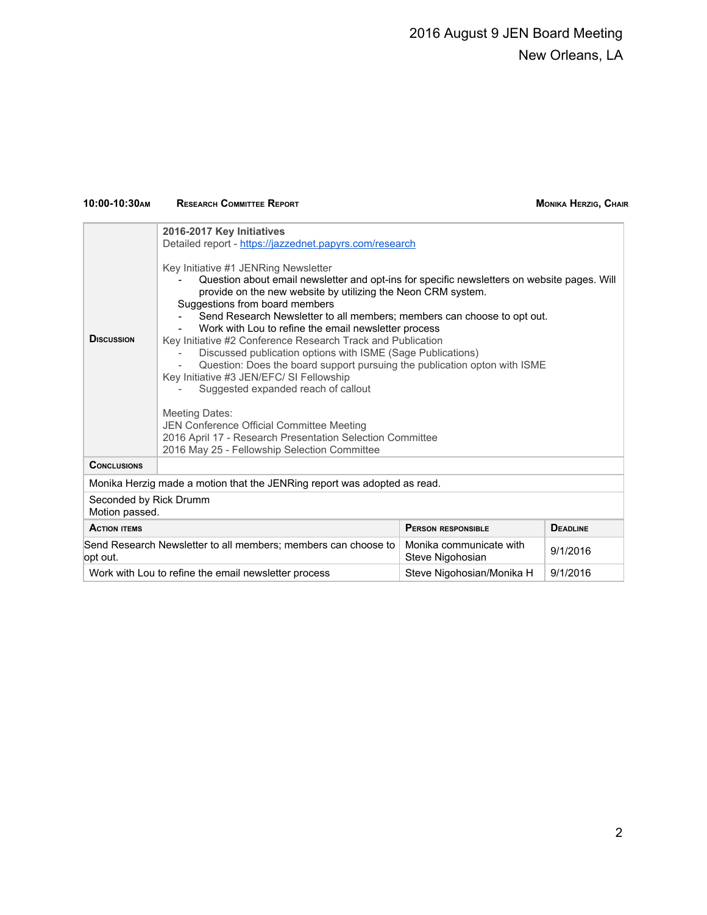**10:00-10:30AM** **RESEARCH COMMITTEE REPORT** **MONIKA HERZIG, CHAIR**

| | |
|---|---|
| **DISCUSSION** | **2016-2017 Key Initiatives**<br>Detailed report - https://jazzednet.papyrs.com/research<br><br>Key Initiative #1 JENRing Newsletter<br>- Question about email newsletter and opt-ins for specific newsletters on website pages. Will provide on the new website by utilizing the Neon CRM system.<br>Suggestions from board members<br>- Send Research Newsletter to all members; members can choose to opt out.<br>- Work with Lou to refine the email newsletter process<br>Key Initiative #2 Conference Research Track and Publication<br>- Discussed publication options with ISME (Sage Publications)<br>- Question: Does the board support pursuing the publication opton with ISME<br>Key Initiative #3 JEN/EFC/ SI Fellowship<br>- Suggested expanded reach of callout<br><br>Meeting Dates:<br>JEN Conference Official Committee Meeting<br>2016 April 17 - Research Presentation Selection Committee<br>2016 May 25 - Fellowship Selection Committee |
| **CONCLUSIONS** | |

Monika Herzig made a motion that the JENRing report was adopted as read.

Seconded by Rick Drumm
Motion passed.

| ACTION ITEMS | PERSON RESPONSIBLE | DEADLINE |
|---|---|---|
| Send Research Newsletter to all members; members can choose to opt out. | Monika communicate with Steve Nigohosian | 9/1/2016 |
| Work with Lou to refine the email newsletter process | Steve Nigohosian/Monika H | 9/1/2016 |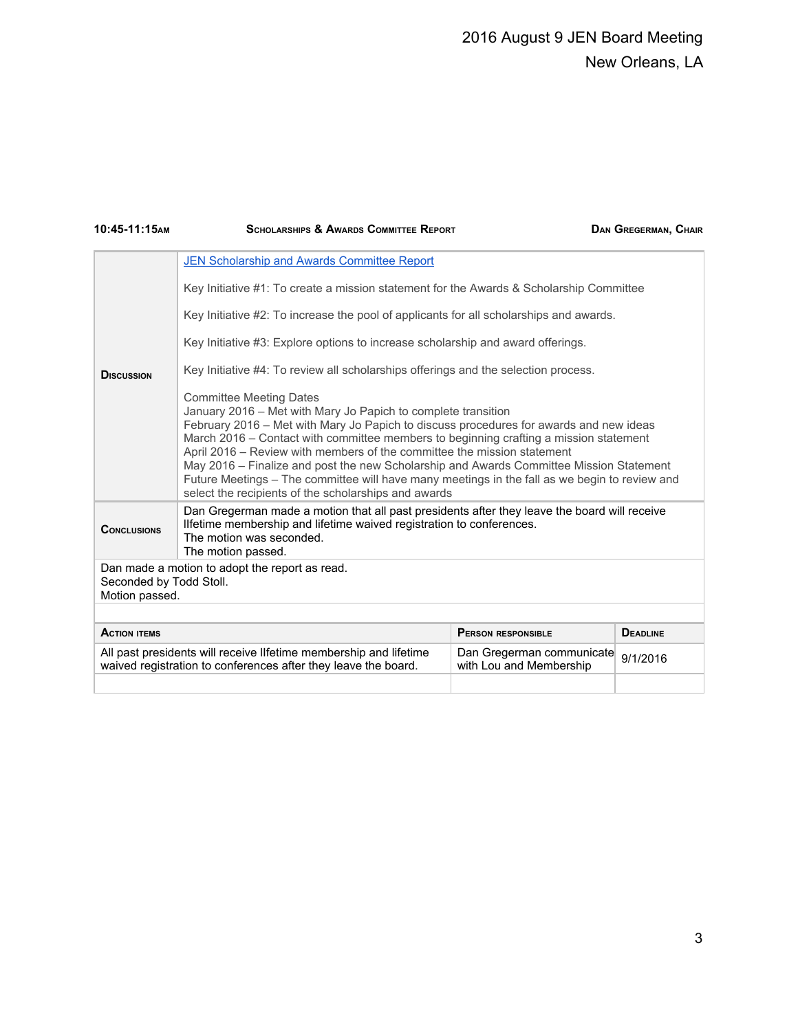| 10:45-11:15AM | SCHOLARSHIPS & AWARDS COMMITTEE REPORT | DAN GREGERMAN, CHAIR |
|---|---|---|

| | |
|---|---|
| **DISCUSSION** | [JEN Scholarship and Awards Committee Report]<br><br>Key Initiative #1: To create a mission statement for the Awards & Scholarship Committee<br><br>Key Initiative #2: To increase the pool of applicants for all scholarships and awards.<br><br>Key Initiative #3: Explore options to increase scholarship and award offerings.<br><br>Key Initiative #4: To review all scholarships offerings and the selection process.<br><br>Committee Meeting Dates<br>January 2016 – Met with Mary Jo Papich to complete transition<br>February 2016 – Met with Mary Jo Papich to discuss procedures for awards and new ideas<br>March 2016 – Contact with committee members to beginning crafting a mission statement<br>April 2016 – Review with members of the committee the mission statement<br>May 2016 – Finalize and post the new Scholarship and Awards Committee Mission Statement<br>Future Meetings – The committee will have many meetings in the fall as we begin to review and select the recipients of the scholarships and awards |
| **CONCLUSIONS** | Dan Gregerman made a motion that all past presidents after they leave the board will receive lIfetime membership and lifetime waived registration to conferences.<br>The motion was seconded.<br>The motion passed. |

Dan made a motion to adopt the report as read.
Seconded by Todd Stoll.
Motion passed.

| ACTION ITEMS | PERSON RESPONSIBLE | DEADLINE |
|---|---|---|
| All past presidents will receive lIfetime membership and lifetime waived registration to conferences after they leave the board. | Dan Gregerman communicate with Lou and Membership | 9/1/2016 |
| | | |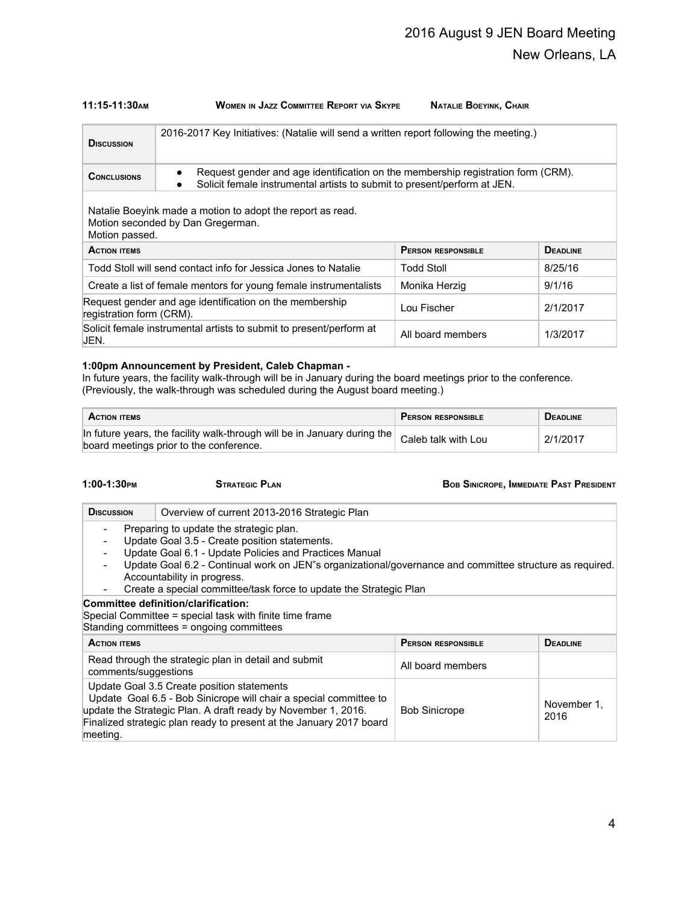**11:15-11:30AM** **WOMEN IN JAZZ COMMITTEE REPORT VIA SKYPE** **NATALIE BOEYINK, CHAIR**

| **DISCUSSION** | 2016-2017 Key Initiatives: (Natalie will send a written report following the meeting.) |
|---|---|
| **CONCLUSIONS** | • Request gender and age identification on the membership registration form (CRM).<br>• Solicit female instrumental artists to submit to present/perform at JEN. |

Natalie Boeyink made a motion to adopt the report as read.
Motion seconded by Dan Gregerman.
Motion passed.

| **ACTION ITEMS** | **PERSON RESPONSIBLE** | **DEADLINE** |
|---|---|---|
| Todd Stoll will send contact info for Jessica Jones to Natalie | Todd Stoll | 8/25/16 |
| Create a list of female mentors for young female instrumentalists | Monika Herzig | 9/1/16 |
| Request gender and age identification on the membership registration form (CRM). | Lou Fischer | 2/1/2017 |
| Solicit female instrumental artists to submit to present/perform at JEN. | All board members | 1/3/2017 |

**1:00pm Announcement by President, Caleb Chapman -**
In future years, the facility walk-through will be in January during the board meetings prior to the conference. (Previously, the walk-through was scheduled during the August board meeting.)

| **ACTION ITEMS** | **PERSON RESPONSIBLE** | **DEADLINE** |
|---|---|---|
| In future years, the facility walk-through will be in January during the board meetings prior to the conference. | Caleb talk with Lou | 2/1/2017 |

**1:00-1:30PM** **STRATEGIC PLAN** **BOB SINICROPE, IMMEDIATE PAST PRESIDENT**

| **DISCUSSION** | Overview of current 2013-2016 Strategic Plan |
|---|---|

- Preparing to update the strategic plan.
- Update Goal 3.5 - Create position statements.
- Update Goal 6.1 - Update Policies and Practices Manual
- Update Goal 6.2 - Continual work on JEN"s organizational/governance and committee structure as required. Accountability in progress.
- Create a special committee/task force to update the Strategic Plan

**Committee definition/clarification:**
Special Committee = special task with finite time frame
Standing committees = ongoing committees

| **ACTION ITEMS** | **PERSON RESPONSIBLE** | **DEADLINE** |
|---|---|---|
| Read through the strategic plan in detail and submit comments/suggestions | All board members | |
| Update Goal 3.5 Create position statements<br>Update Goal 6.5 - Bob Sinicrope will chair a special committee to update the Strategic Plan. A draft ready by November 1, 2016. Finalized strategic plan ready to present at the January 2017 board meeting. | Bob Sinicrope | November 1, 2016 |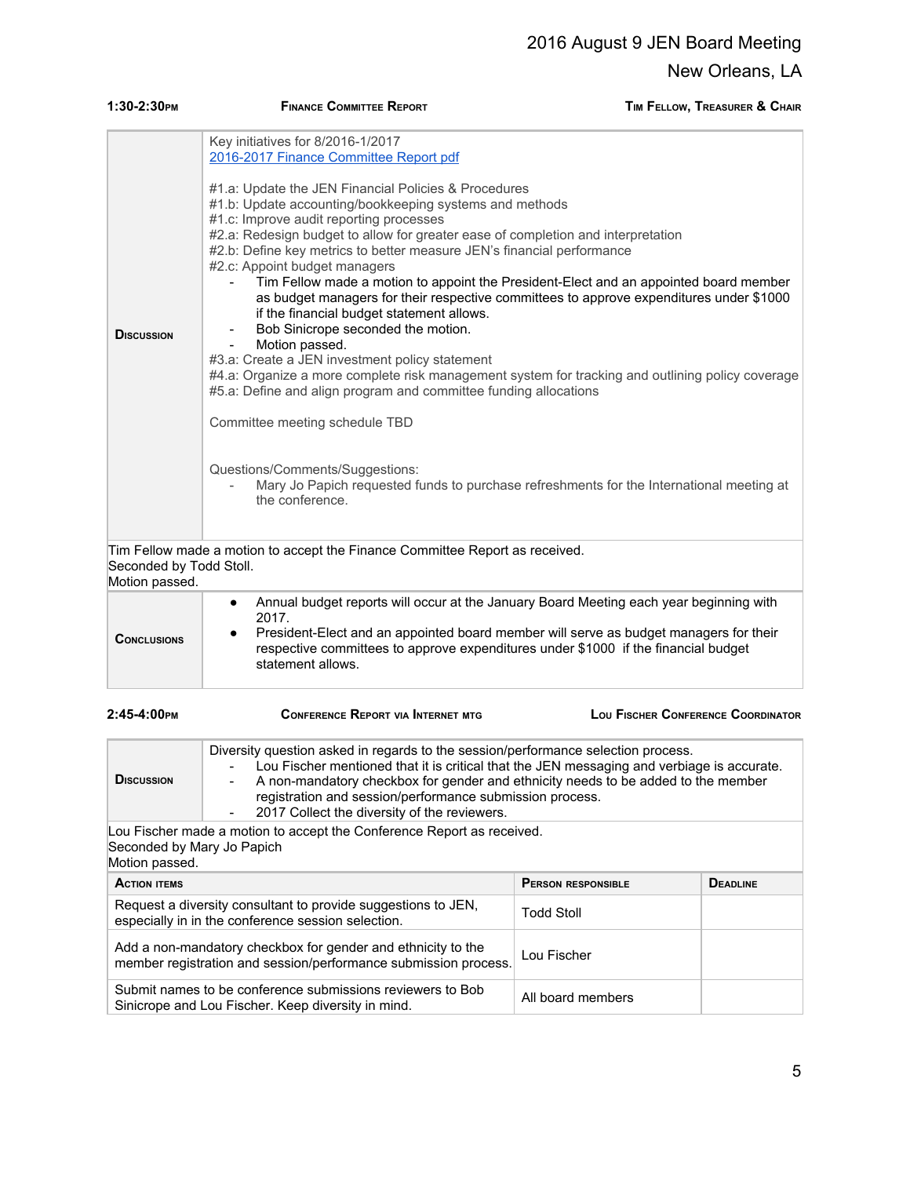| 1:30-2:30PM | FINANCE COMMITTEE REPORT | TIM FELLOW, TREASURER & CHAIR |
|---|---|---|

**DISCUSSION**

Key initiatives for 8/2016-1/2017
[2016-2017 Finance Committee Report pdf]

#1.a: Update the JEN Financial Policies & Procedures
#1.b: Update accounting/bookkeeping systems and methods
#1.c: Improve audit reporting processes
#2.a: Redesign budget to allow for greater ease of completion and interpretation
#2.b: Define key metrics to better measure JEN's financial performance
#2.c: Appoint budget managers

- Tim Fellow made a motion to appoint the President-Elect and an appointed board member as budget managers for their respective committees to approve expenditures under $1000 if the financial budget statement allows.
- Bob Sinicrope seconded the motion.
- Motion passed.

#3.a: Create a JEN investment policy statement
#4.a: Organize a more complete risk management system for tracking and outlining policy coverage
#5.a: Define and align program and committee funding allocations

Committee meeting schedule TBD

Questions/Comments/Suggestions:

- Mary Jo Papich requested funds to purchase refreshments for the International meeting at the conference.

Tim Fellow made a motion to accept the Finance Committee Report as received.
Seconded by Todd Stoll.
Motion passed.

**CONCLUSIONS**

- Annual budget reports will occur at the January Board Meeting each year beginning with 2017.
- President-Elect and an appointed board member will serve as budget managers for their respective committees to approve expenditures under $1000 if the financial budget statement allows.

| 2:45-4:00PM | CONFERENCE REPORT VIA INTERNET MTG | LOU FISCHER CONFERENCE COORDINATOR |
|---|---|---|

**DISCUSSION**

Diversity question asked in regards to the session/performance selection process.

- Lou Fischer mentioned that it is critical that the JEN messaging and verbiage is accurate.
- A non-mandatory checkbox for gender and ethnicity needs to be added to the member registration and session/performance submission process.
- 2017 Collect the diversity of the reviewers.

Lou Fischer made a motion to accept the Conference Report as received.
Seconded by Mary Jo Papich
Motion passed.

| ACTION ITEMS | PERSON RESPONSIBLE | DEADLINE |
|---|---|---|
| Request a diversity consultant to provide suggestions to JEN, especially in in the conference session selection. | Todd Stoll | |
| Add a non-mandatory checkbox for gender and ethnicity to the member registration and session/performance submission process. | Lou Fischer | |
| Submit names to be conference submissions reviewers to Bob Sinicrope and Lou Fischer. Keep diversity in mind. | All board members | |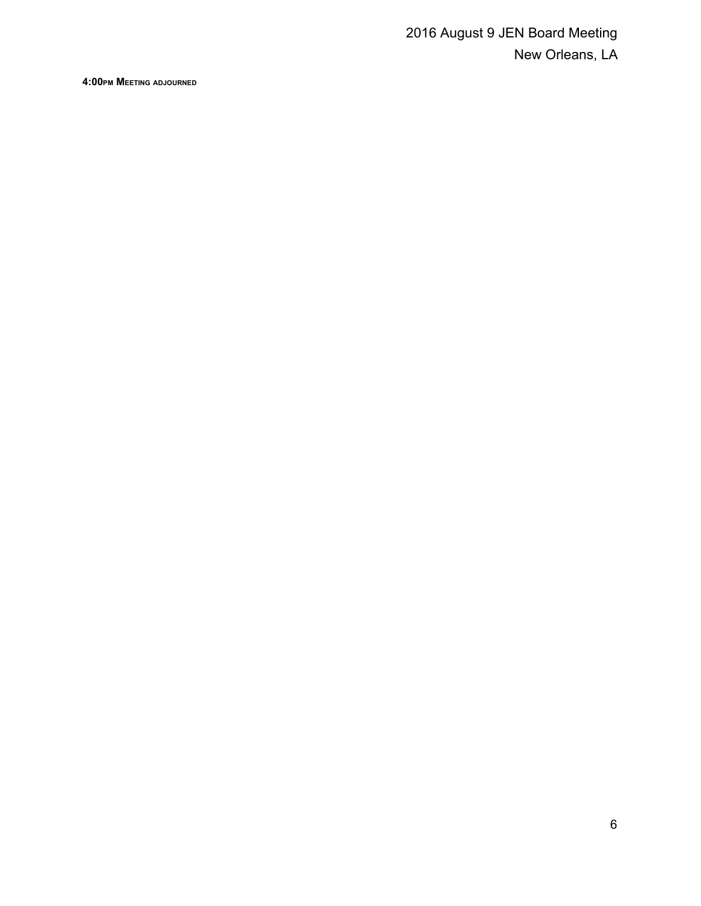**4:00PM MEETING ADJOURNED**